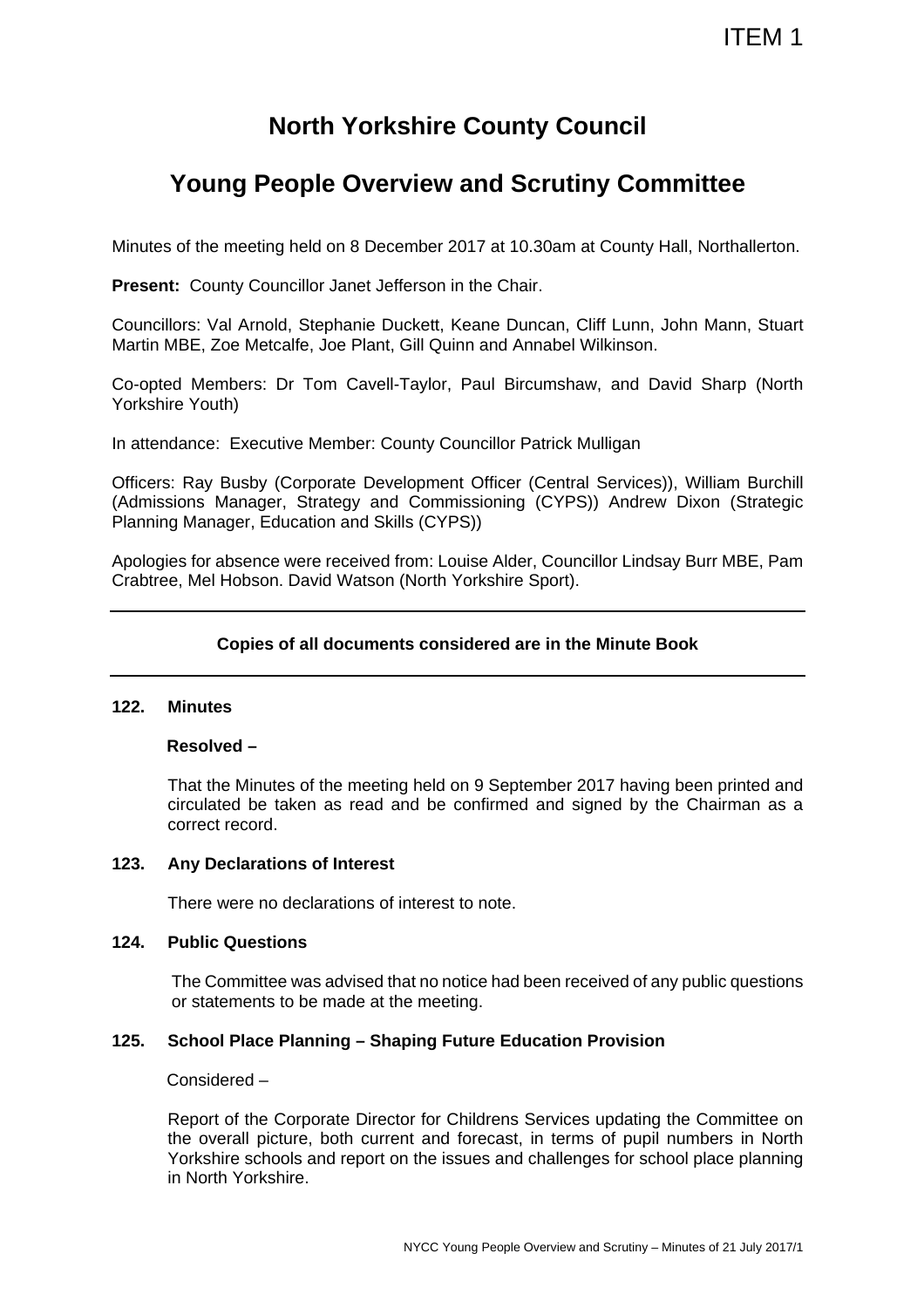ITEM 1

# North Yorkshire County Council

## Young People Overview and Scrutiny Committee

Minutes of the meeting held on 8 December 2017 at 10.30am at County Hall, Northallerton.

**Present:** County Councillor Janet Jefferson in the Chair.

Councillors: Val Arnold, Stephanie Duckett, Keane Duncan, Cliff Lunn, John Mann, Stuart Martin MBE, Zoe Metcalfe, Joe Plant, Gill Quinn and Annabel Wilkinson.

Co-opted Members: Dr Tom Cavell-Taylor, Paul Bircumshaw, and David Sharp (North Yorkshire Youth)

In attendance: Executive Member: County Councillor Patrick Mulligan

Officers: Ray Busby (Corporate Development Officer (Central Services)), William Burchill (Admissions Manager, Strategy and Commissioning (CYPS)) Andrew Dixon (Strategic Planning Manager, Education and Skills (CYPS))

Apologies for absence were received from: Louise Alder, Councillor Lindsay Burr MBE, Pam Crabtree, Mel Hobson. David Watson (North Yorkshire Sport).

---

**Copies of all documents considered are in the Minute Book**

---

**122. Minutes**

**Resolved –**

That the Minutes of the meeting held on 9 September 2017 having been printed and circulated be taken as read and be confirmed and signed by the Chairman as a correct record.

**123. Any Declarations of Interest**

There were no declarations of interest to note.

**124. Public Questions**

The Committee was advised that no notice had been received of any public questions or statements to be made at the meeting.

**125. School Place Planning – Shaping Future Education Provision**

Considered –

Report of the Corporate Director for Childrens Services updating the Committee on the overall picture, both current and forecast, in terms of pupil numbers in North Yorkshire schools and report on the issues and challenges for school place planning in North Yorkshire.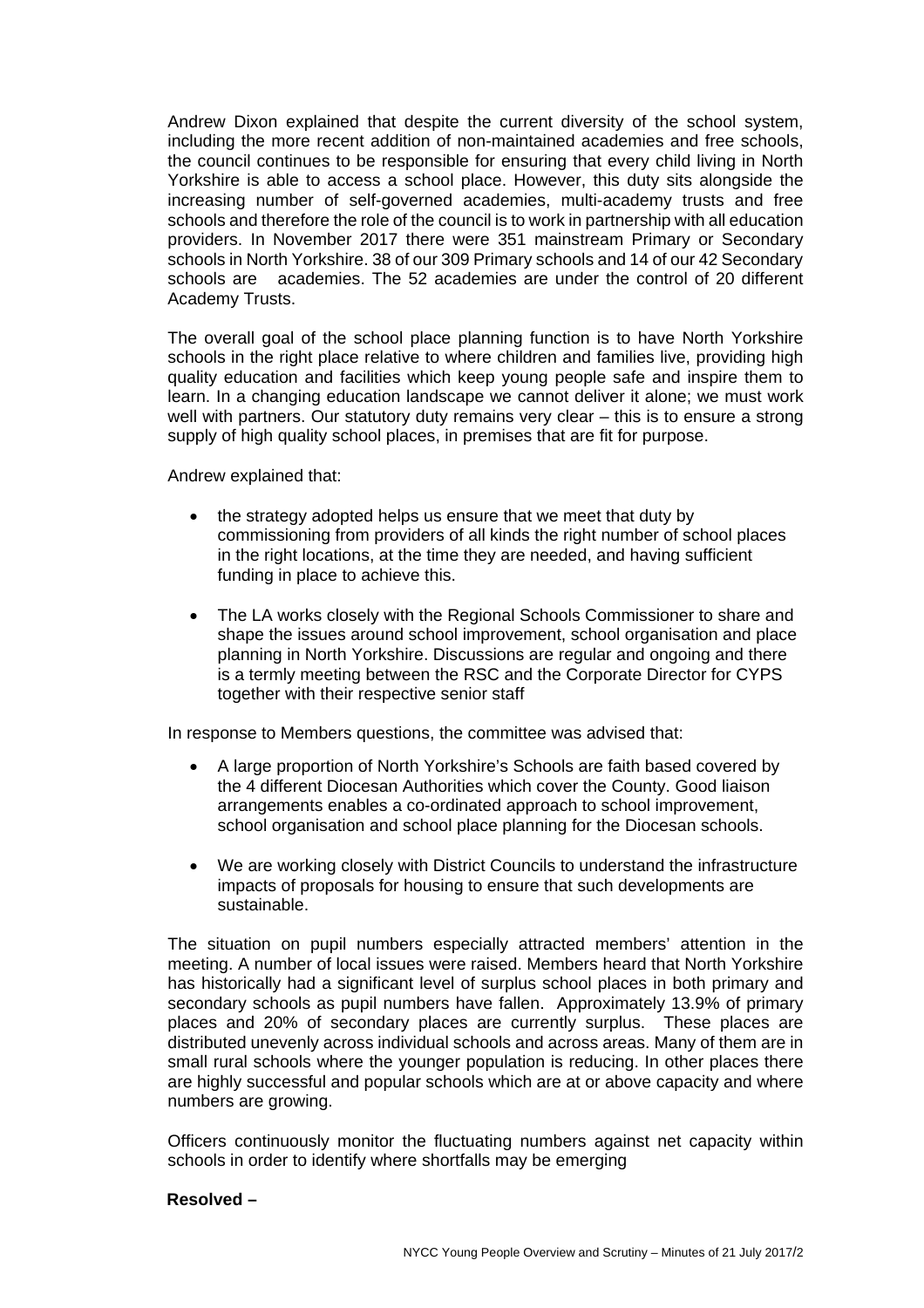Andrew Dixon explained that despite the current diversity of the school system, including the more recent addition of non-maintained academies and free schools, the council continues to be responsible for ensuring that every child living in North Yorkshire is able to access a school place. However, this duty sits alongside the increasing number of self-governed academies, multi-academy trusts and free schools and therefore the role of the council is to work in partnership with all education providers. In November 2017 there were 351 mainstream Primary or Secondary schools in North Yorkshire. 38 of our 309 Primary schools and 14 of our 42 Secondary schools are academies. The 52 academies are under the control of 20 different Academy Trusts.

The overall goal of the school place planning function is to have North Yorkshire schools in the right place relative to where children and families live, providing high quality education and facilities which keep young people safe and inspire them to learn. In a changing education landscape we cannot deliver it alone; we must work well with partners. Our statutory duty remains very clear – this is to ensure a strong supply of high quality school places, in premises that are fit for purpose.

Andrew explained that:

- the strategy adopted helps us ensure that we meet that duty by commissioning from providers of all kinds the right number of school places in the right locations, at the time they are needed, and having sufficient funding in place to achieve this.
- The LA works closely with the Regional Schools Commissioner to share and shape the issues around school improvement, school organisation and place planning in North Yorkshire. Discussions are regular and ongoing and there is a termly meeting between the RSC and the Corporate Director for CYPS together with their respective senior staff

In response to Members questions, the committee was advised that:

- A large proportion of North Yorkshire's Schools are faith based covered by the 4 different Diocesan Authorities which cover the County. Good liaison arrangements enables a co-ordinated approach to school improvement, school organisation and school place planning for the Diocesan schools.
- We are working closely with District Councils to understand the infrastructure impacts of proposals for housing to ensure that such developments are sustainable.

The situation on pupil numbers especially attracted members' attention in the meeting. A number of local issues were raised. Members heard that North Yorkshire has historically had a significant level of surplus school places in both primary and secondary schools as pupil numbers have fallen. Approximately 13.9% of primary places and 20% of secondary places are currently surplus. These places are distributed unevenly across individual schools and across areas. Many of them are in small rural schools where the younger population is reducing. In other places there are highly successful and popular schools which are at or above capacity and where numbers are growing.

Officers continuously monitor the fluctuating numbers against net capacity within schools in order to identify where shortfalls may be emerging

**Resolved –**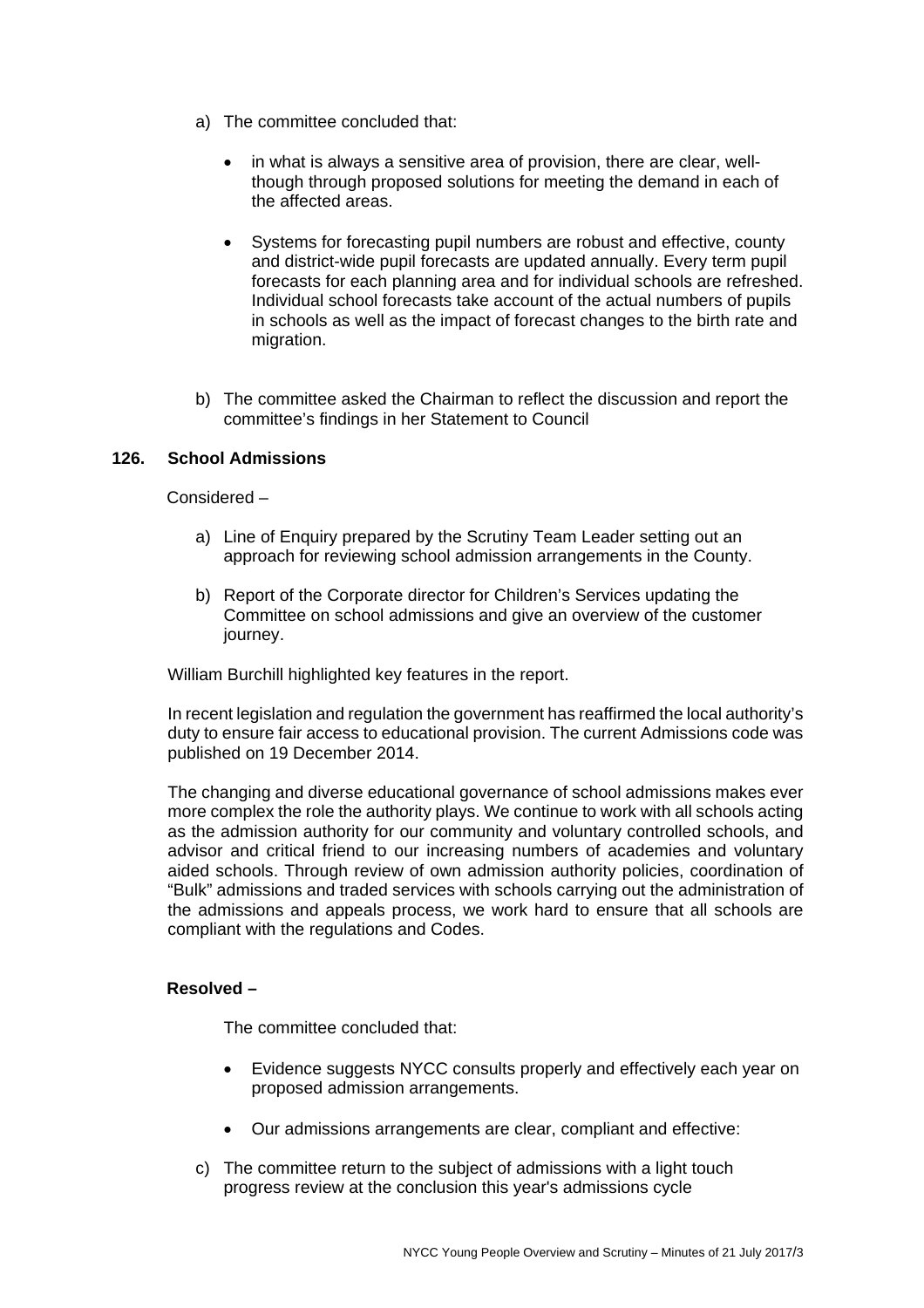a) The committee concluded that:

   - in what is always a sensitive area of provision, there are clear, well-though through proposed solutions for meeting the demand in each of the affected areas.

   - Systems for forecasting pupil numbers are robust and effective, county and district-wide pupil forecasts are updated annually. Every term pupil forecasts for each planning area and for individual schools are refreshed. Individual school forecasts take account of the actual numbers of pupils in schools as well as the impact of forecast changes to the birth rate and migration.

b) The committee asked the Chairman to reflect the discussion and report the committee's findings in her Statement to Council

**126. School Admissions**

Considered –

a) Line of Enquiry prepared by the Scrutiny Team Leader setting out an approach for reviewing school admission arrangements in the County.

b) Report of the Corporate director for Children's Services updating the Committee on school admissions and give an overview of the customer journey.

William Burchill highlighted key features in the report.

In recent legislation and regulation the government has reaffirmed the local authority's duty to ensure fair access to educational provision. The current Admissions code was published on 19 December 2014.

The changing and diverse educational governance of school admissions makes ever more complex the role the authority plays. We continue to work with all schools acting as the admission authority for our community and voluntary controlled schools, and advisor and critical friend to our increasing numbers of academies and voluntary aided schools. Through review of own admission authority policies, coordination of "Bulk" admissions and traded services with schools carrying out the administration of the admissions and appeals process, we work hard to ensure that all schools are compliant with the regulations and Codes.

**Resolved –**

The committee concluded that:

- Evidence suggests NYCC consults properly and effectively each year on proposed admission arrangements.

- Our admissions arrangements are clear, compliant and effective:

c) The committee return to the subject of admissions with a light touch progress review at the conclusion this year's admissions cycle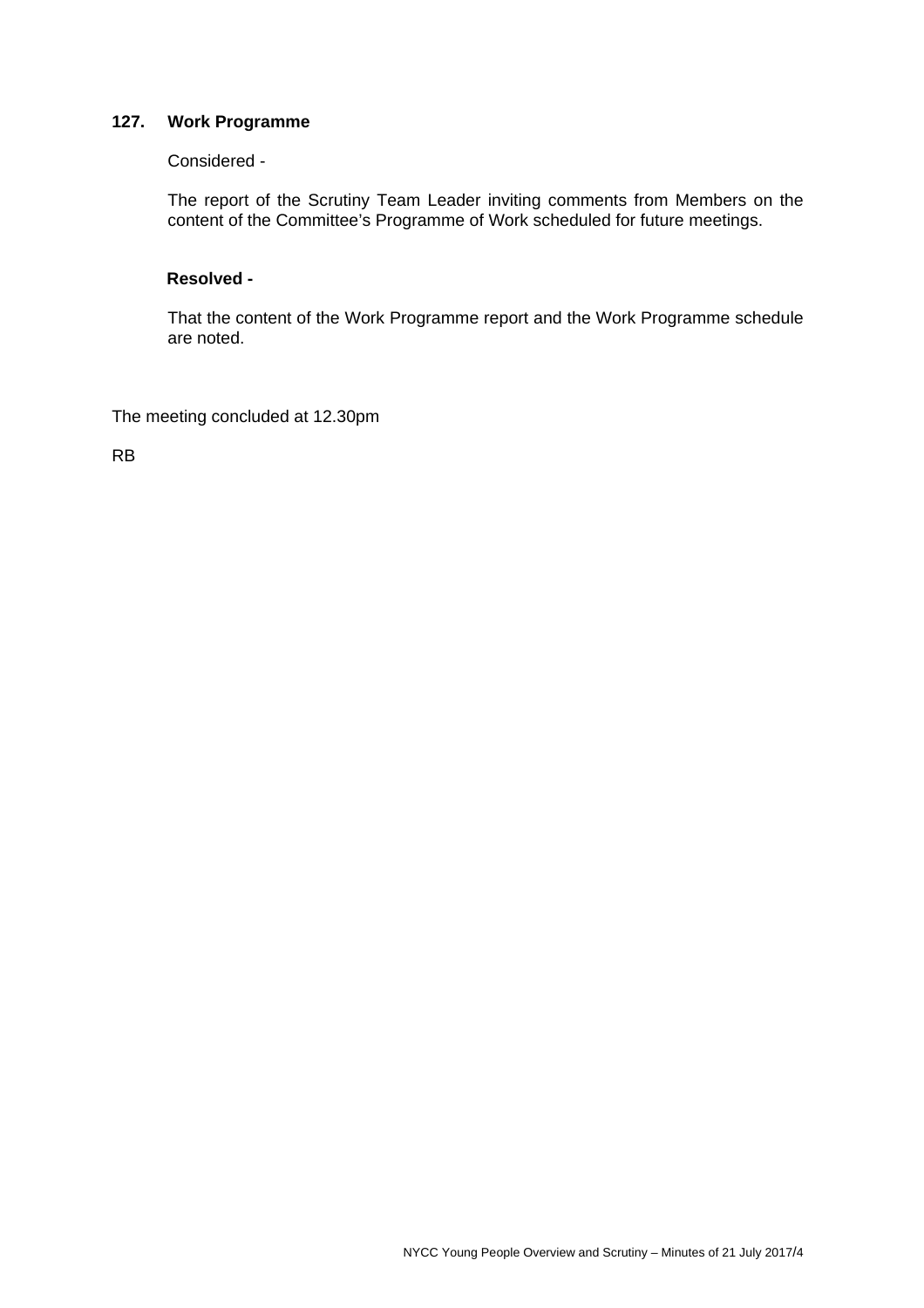**127. Work Programme**

Considered -

The report of the Scrutiny Team Leader inviting comments from Members on the content of the Committee's Programme of Work scheduled for future meetings.

**Resolved -**

That the content of the Work Programme report and the Work Programme schedule are noted.

The meeting concluded at 12.30pm

RB